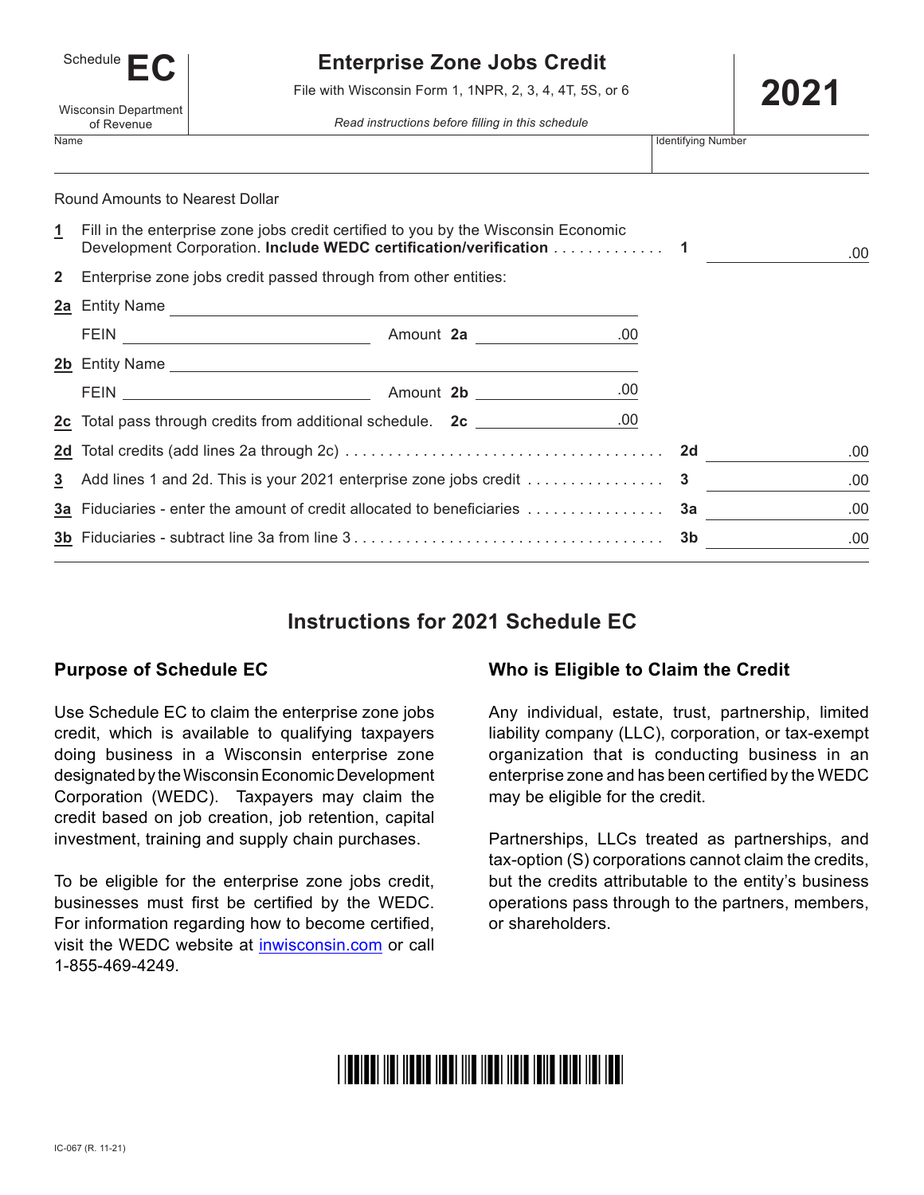Schedule **EC**

Wisconsin Department of Revenue

# Enterprise Zone Jobs Credit

File with Wisconsin Form 1, 1NPR, 2, 3, 4, 4T, 5S, or 6

*Read instructions before filling in this schedule*

**2021**

Name | Identifying Number

Round Amounts to Nearest Dollar

**1** Fill in the enterprise zone jobs credit certified to you by the Wisconsin Economic Development Corporation. **Include WEDC certification/verification** . . . . . . . . . . . . . **1** _______ .00

**2** Enterprise zone jobs credit passed through from other entities:

**2a** Entity Name _______________

FEIN _______________ Amount **2a** _______ .00

**2b** Entity Name _______________

FEIN _______________ Amount **2b** _______ .00

**2c** Total pass through credits from additional schedule. **2c** _______ .00

**2d** Total credits (add lines 2a through 2c) . . . . . . . . . . . . . . . . . . . . . . . . . . . . . . . . . . . **2d** _______ .00

**3** Add lines 1 and 2d. This is your 2021 enterprise zone jobs credit . . . . . . . . . . . . . . . . **3** _______ .00

**3a** Fiduciaries - enter the amount of credit allocated to beneficiaries . . . . . . . . . . . . . . . . **3a** _______ .00

**3b** Fiduciaries - subtract line 3a from line 3 . . . . . . . . . . . . . . . . . . . . . . . . . . . . . . . . . . . **3b** _______ .00

## Instructions for 2021 Schedule EC

### Purpose of Schedule EC

Use Schedule EC to claim the enterprise zone jobs credit, which is available to qualifying taxpayers doing business in a Wisconsin enterprise zone designated by the Wisconsin Economic Development Corporation (WEDC). Taxpayers may claim the credit based on job creation, job retention, capital investment, training and supply chain purchases.

To be eligible for the enterprise zone jobs credit, businesses must first be certified by the WEDC. For information regarding how to become certified, visit the WEDC website at inwisconsin.com or call 1-855-469-4249.

### Who is Eligible to Claim the Credit

Any individual, estate, trust, partnership, limited liability company (LLC), corporation, or tax-exempt organization that is conducting business in an enterprise zone and has been certified by the WEDC may be eligible for the credit.

Partnerships, LLCs treated as partnerships, and tax-option (S) corporations cannot claim the credits, but the credits attributable to the entity's business operations pass through to the partners, members, or shareholders.

IC-067 (R. 11-21)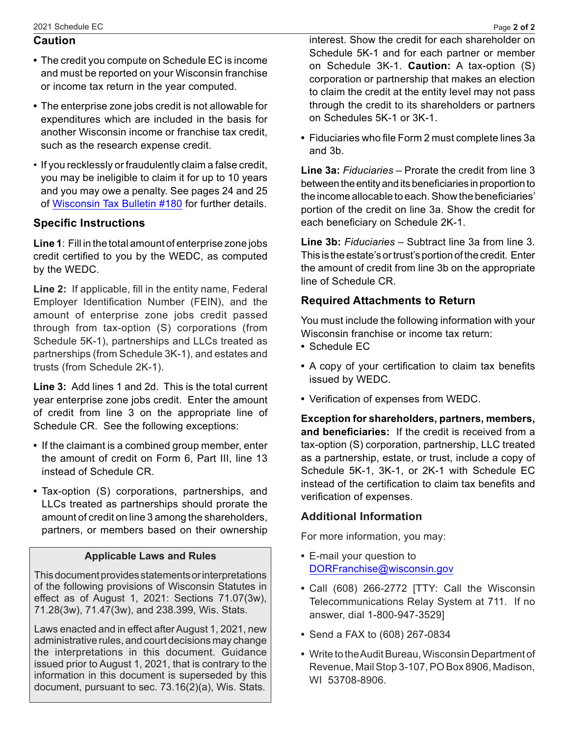## Caution

- The credit you compute on Schedule EC is income and must be reported on your Wisconsin franchise or income tax return in the year computed.
- The enterprise zone jobs credit is not allowable for expenditures which are included in the basis for another Wisconsin income or franchise tax credit, such as the research expense credit.
- If you recklessly or fraudulently claim a false credit, you may be ineligible to claim it for up to 10 years and you may owe a penalty. See pages 24 and 25 of Wisconsin Tax Bulletin #180 for further details.

## Specific Instructions

**Line 1**: Fill in the total amount of enterprise zone jobs credit certified to you by the WEDC, as computed by the WEDC.

**Line 2:** If applicable, fill in the entity name, Federal Employer Identification Number (FEIN), and the amount of enterprise zone jobs credit passed through from tax-option (S) corporations (from Schedule 5K-1), partnerships and LLCs treated as partnerships (from Schedule 3K-1), and estates and trusts (from Schedule 2K-1).

**Line 3:** Add lines 1 and 2d. This is the total current year enterprise zone jobs credit. Enter the amount of credit from line 3 on the appropriate line of Schedule CR. See the following exceptions:

- If the claimant is a combined group member, enter the amount of credit on Form 6, Part III, line 13 instead of Schedule CR.
- Tax-option (S) corporations, partnerships, and LLCs treated as partnerships should prorate the amount of credit on line 3 among the shareholders, partners, or members based on their ownership interest. Show the credit for each shareholder on Schedule 5K-1 and for each partner or member on Schedule 3K-1. **Caution:** A tax-option (S) corporation or partnership that makes an election to claim the credit at the entity level may not pass through the credit to its shareholders or partners on Schedules 5K-1 or 3K-1.
- Fiduciaries who file Form 2 must complete lines 3a and 3b.

**Line 3a:** *Fiduciaries* – Prorate the credit from line 3 between the entity and its beneficiaries in proportion to the income allocable to each. Show the beneficiaries' portion of the credit on line 3a. Show the credit for each beneficiary on Schedule 2K-1.

**Line 3b:** *Fiduciaries* – Subtract line 3a from line 3. This is the estate's or trust's portion of the credit. Enter the amount of credit from line 3b on the appropriate line of Schedule CR.

## Required Attachments to Return

You must include the following information with your Wisconsin franchise or income tax return:

- Schedule EC
- A copy of your certification to claim tax benefits issued by WEDC.
- Verification of expenses from WEDC.

**Exception for shareholders, partners, members, and beneficiaries:** If the credit is received from a tax-option (S) corporation, partnership, LLC treated as a partnership, estate, or trust, include a copy of Schedule 5K-1, 3K-1, or 2K-1 with Schedule EC instead of the certification to claim tax benefits and verification of expenses.

## Additional Information

For more information, you may:

- E-mail your question to DORFranchise@wisconsin.gov
- Call (608) 266-2772 [TTY: Call the Wisconsin Telecommunications Relay System at 711. If no answer, dial 1-800-947-3529]
- Send a FAX to (608) 267-0834
- Write to the Audit Bureau, Wisconsin Department of Revenue, Mail Stop 3-107, PO Box 8906, Madison, WI 53708-8906.

### Applicable Laws and Rules

This document provides statements or interpretations of the following provisions of Wisconsin Statutes in effect as of August 1, 2021: Sections 71.07(3w), 71.28(3w), 71.47(3w), and 238.399, Wis. Stats.

Laws enacted and in effect after August 1, 2021, new administrative rules, and court decisions may change the interpretations in this document. Guidance issued prior to August 1, 2021, that is contrary to the information in this document is superseded by this document, pursuant to sec. 73.16(2)(a), Wis. Stats.